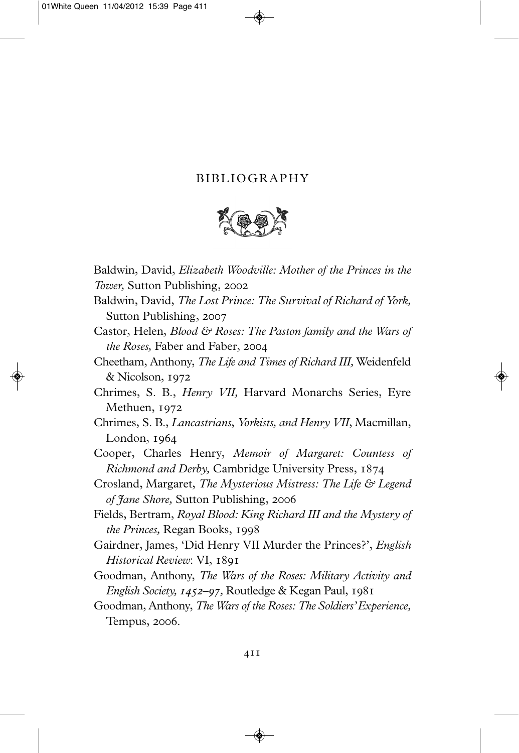# BIBLIOGRAPHY

Baldwin, David, *Elizabeth Woodville: Mother of the Princes in the Tower,* Sutton Publishing, 2002

Baldwin, David, *The Lost Prince: The Survival of Richard of York,* Sutton Publishing, 2007

Castor, Helen, *Blood & Roses: The Paston family and the Wars of the Roses,* Faber and Faber, 2004

Cheetham, Anthony, *The Life and Times of Richard III,* Weidenfeld & Nicolson, 1972

Chrimes, S. B., *Henry VII,* Harvard Monarchs Series, Eyre Methuen, 1972

Chrimes, S. B., *Lancastrians, Yorkists, and Henry VII*, Macmillan, London, 1964

Cooper, Charles Henry, *Memoir of Margaret: Countess of Richmond and Derby,* Cambridge University Press, 1874

Crosland, Margaret, *The Mysterious Mistress: The Life & Legend of Jane Shore,* Sutton Publishing, 2006

Fields, Bertram, *Royal Blood: King Richard III and the Mystery of the Princes,* Regan Books, 1998

Gairdner, James, 'Did Henry VII Murder the Princes?', *English Historical Review*: VI, 1891

Goodman, Anthony, *The Wars of the Roses: Military Activity and English Society, 1452–97,* Routledge & Kegan Paul, 1981

Goodman, Anthony, *The Wars of the Roses: The Soldiers' Experience,* Tempus, 2006.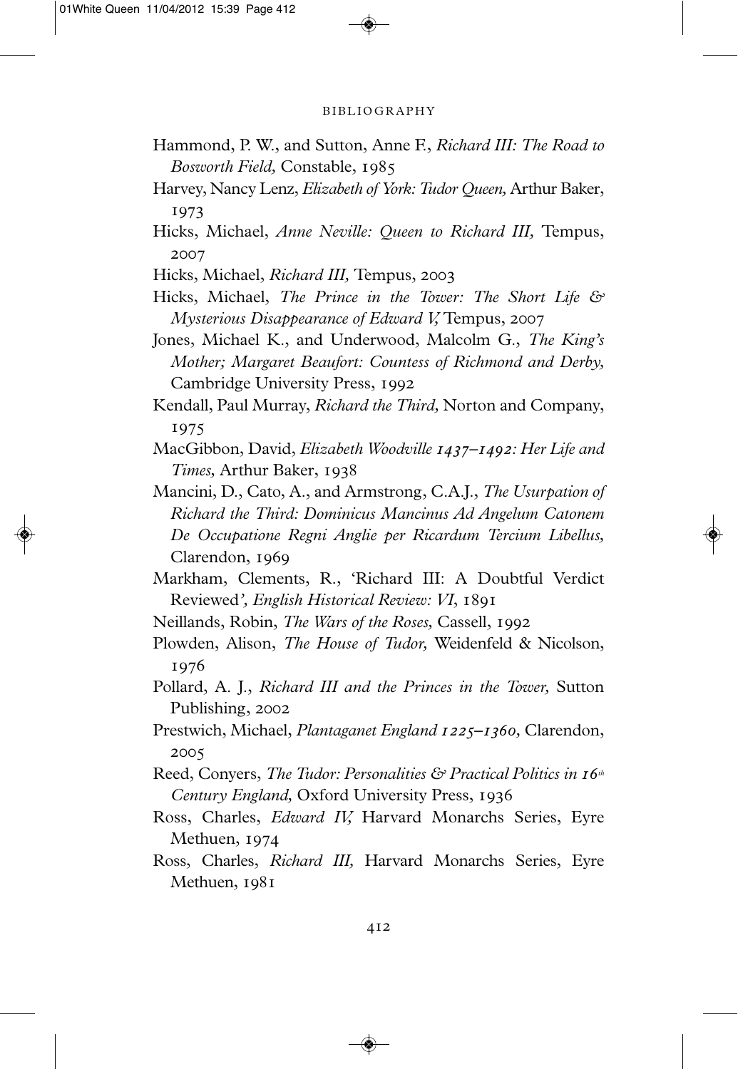Hammond, P. W., and Sutton, Anne F., *Richard III: The Road to Bosworth Field,* Constable, 1985

Harvey, Nancy Lenz, *Elizabeth of York: Tudor Queen,* Arthur Baker, 1973

Hicks, Michael, *Anne Neville: Queen to Richard III,* Tempus, 2007

Hicks, Michael, *Richard III,* Tempus, 2003

Hicks, Michael, *The Prince in the Tower: The Short Life & Mysterious Disappearance of Edward V,* Tempus, 2007

Jones, Michael K., and Underwood, Malcolm G., *The King's Mother; Margaret Beaufort: Countess of Richmond and Derby,* Cambridge University Press, 1992

Kendall, Paul Murray, *Richard the Third,* Norton and Company, 1975

MacGibbon, David, *Elizabeth Woodville 1437–1492: Her Life and Times,* Arthur Baker, 1938

Mancini, D., Cato, A., and Armstrong, C.A.J., *The Usurpation of Richard the Third: Dominicus Mancinus Ad Angelum Catonem De Occupatione Regni Anglie per Ricardum Tercium Libellus,* Clarendon, 1969

Markham, Clements, R., 'Richard III: A Doubtful Verdict Reviewed', *English Historical Review: VI*, 1891

Neillands, Robin, *The Wars of the Roses,* Cassell, 1992

Plowden, Alison, *The House of Tudor,* Weidenfeld & Nicolson, 1976

Pollard, A. J., *Richard III and the Princes in the Tower,* Sutton Publishing, 2002

Prestwich, Michael, *Plantaganet England 1225–1360,* Clarendon, 2005

Reed, Conyers, *The Tudor: Personalities & Practical Politics in 16th Century England,* Oxford University Press, 1936

Ross, Charles, *Edward IV,* Harvard Monarchs Series, Eyre Methuen, 1974

Ross, Charles, *Richard III,* Harvard Monarchs Series, Eyre Methuen, 1981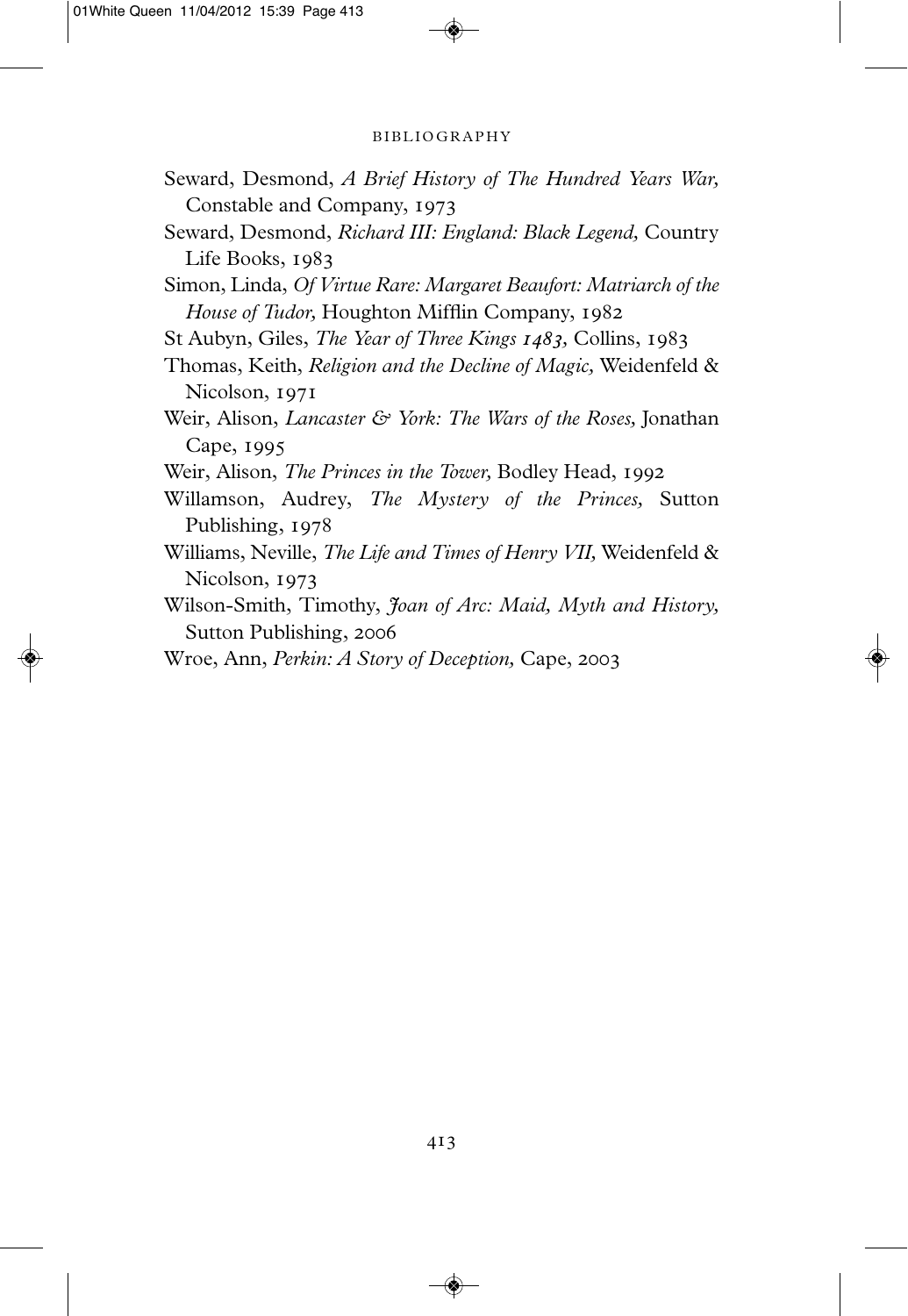Seward, Desmond, *A Brief History of The Hundred Years War,* Constable and Company, 1973

Seward, Desmond, *Richard III: England: Black Legend,* Country Life Books, 1983

Simon, Linda, *Of Virtue Rare: Margaret Beaufort: Matriarch of the House of Tudor,* Houghton Mifflin Company, 1982

St Aubyn, Giles, *The Year of Three Kings 1483,* Collins, 1983

Thomas, Keith, *Religion and the Decline of Magic,* Weidenfeld & Nicolson, 1971

Weir, Alison, *Lancaster & York: The Wars of the Roses,* Jonathan Cape, 1995

Weir, Alison, *The Princes in the Tower,* Bodley Head, 1992

Willamson, Audrey, *The Mystery of the Princes,* Sutton Publishing, 1978

Williams, Neville, *The Life and Times of Henry VII,* Weidenfeld & Nicolson, 1973

Wilson-Smith, Timothy, *Joan of Arc: Maid, Myth and History,* Sutton Publishing, 2006

Wroe, Ann, *Perkin: A Story of Deception,* Cape, 2003